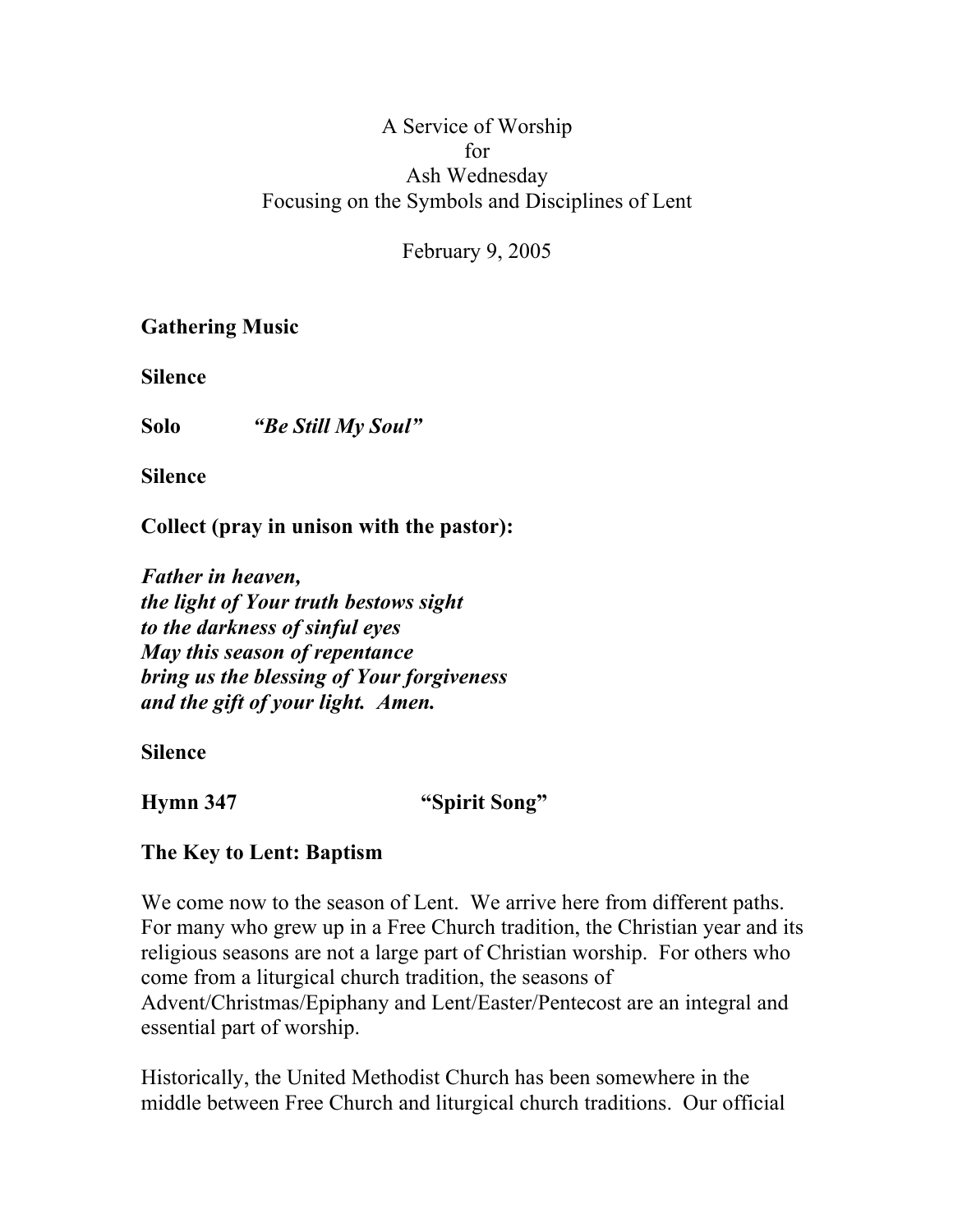A Service of Worship
for
Ash Wednesday
Focusing on the Symbols and Disciplines of Lent

February 9, 2005

**Gathering Music**

**Silence**

**Solo** ***"Be Still My Soul"***

**Silence**

**Collect (pray in unison with the pastor):**

***Father in heaven,***
***the light of Your truth bestows sight***
***to the darkness of sinful eyes***
***May this season of repentance***
***bring us the blessing of Your forgiveness***
***and the gift of your light. Amen.***

**Silence**

**Hymn 347** **"Spirit Song"**

**The Key to Lent: Baptism**

We come now to the season of Lent. We arrive here from different paths. For many who grew up in a Free Church tradition, the Christian year and its religious seasons are not a large part of Christian worship. For others who come from a liturgical church tradition, the seasons of Advent/Christmas/Epiphany and Lent/Easter/Pentecost are an integral and essential part of worship.

Historically, the United Methodist Church has been somewhere in the middle between Free Church and liturgical church traditions. Our official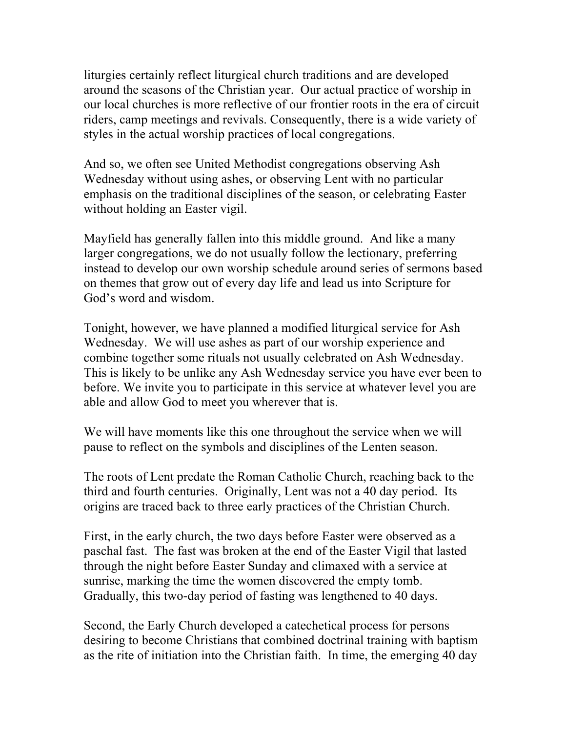liturgies certainly reflect liturgical church traditions and are developed around the seasons of the Christian year. Our actual practice of worship in our local churches is more reflective of our frontier roots in the era of circuit riders, camp meetings and revivals. Consequently, there is a wide variety of styles in the actual worship practices of local congregations.

And so, we often see United Methodist congregations observing Ash Wednesday without using ashes, or observing Lent with no particular emphasis on the traditional disciplines of the season, or celebrating Easter without holding an Easter vigil.

Mayfield has generally fallen into this middle ground. And like a many larger congregations, we do not usually follow the lectionary, preferring instead to develop our own worship schedule around series of sermons based on themes that grow out of every day life and lead us into Scripture for God's word and wisdom.

Tonight, however, we have planned a modified liturgical service for Ash Wednesday. We will use ashes as part of our worship experience and combine together some rituals not usually celebrated on Ash Wednesday. This is likely to be unlike any Ash Wednesday service you have ever been to before. We invite you to participate in this service at whatever level you are able and allow God to meet you wherever that is.

We will have moments like this one throughout the service when we will pause to reflect on the symbols and disciplines of the Lenten season.

The roots of Lent predate the Roman Catholic Church, reaching back to the third and fourth centuries. Originally, Lent was not a 40 day period. Its origins are traced back to three early practices of the Christian Church.

First, in the early church, the two days before Easter were observed as a paschal fast. The fast was broken at the end of the Easter Vigil that lasted through the night before Easter Sunday and climaxed with a service at sunrise, marking the time the women discovered the empty tomb. Gradually, this two-day period of fasting was lengthened to 40 days.

Second, the Early Church developed a catechetical process for persons desiring to become Christians that combined doctrinal training with baptism as the rite of initiation into the Christian faith. In time, the emerging 40 day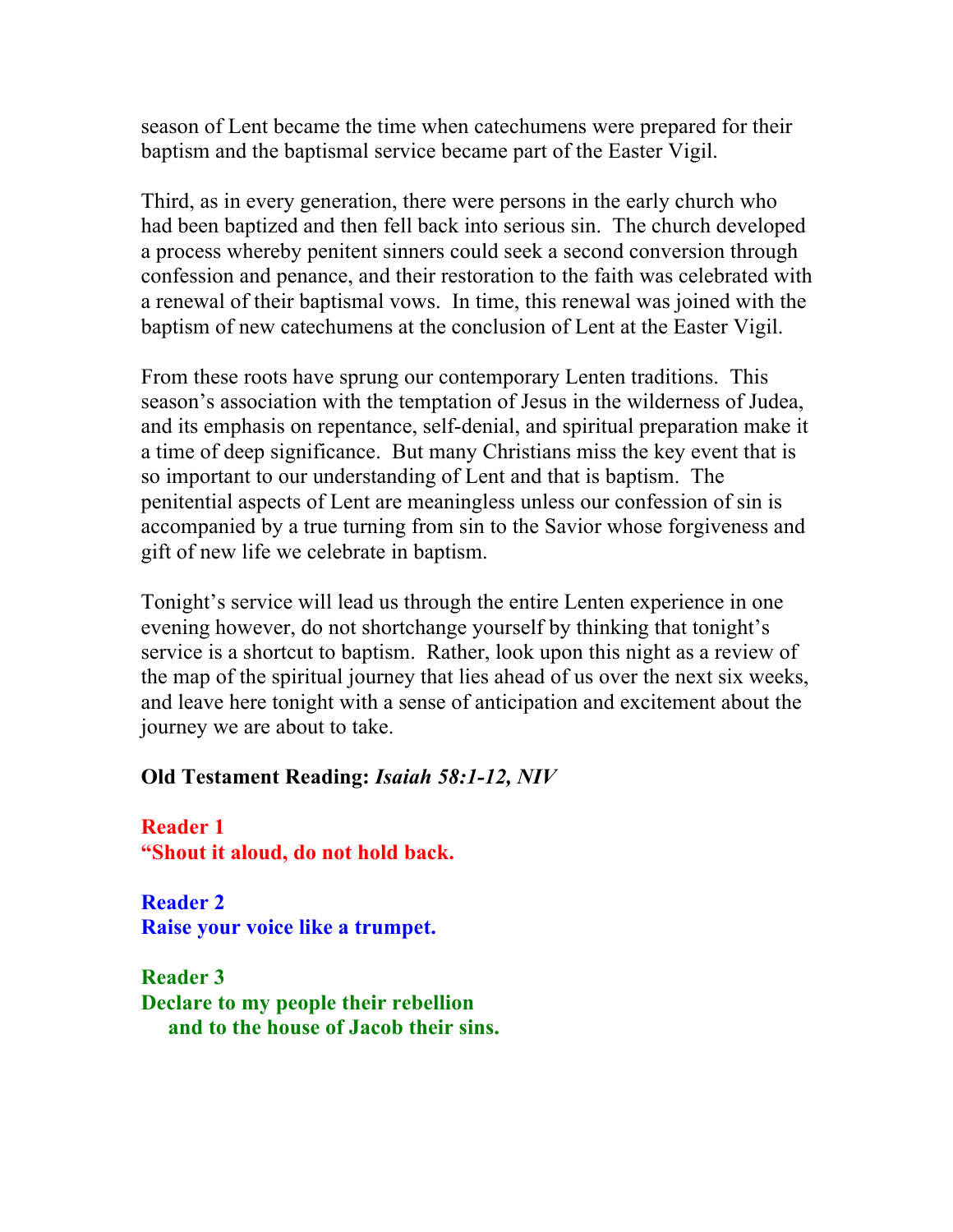season of Lent became the time when catechumens were prepared for their baptism and the baptismal service became part of the Easter Vigil.

Third, as in every generation, there were persons in the early church who had been baptized and then fell back into serious sin. The church developed a process whereby penitent sinners could seek a second conversion through confession and penance, and their restoration to the faith was celebrated with a renewal of their baptismal vows. In time, this renewal was joined with the baptism of new catechumens at the conclusion of Lent at the Easter Vigil.

From these roots have sprung our contemporary Lenten traditions. This season's association with the temptation of Jesus in the wilderness of Judea, and its emphasis on repentance, self-denial, and spiritual preparation make it a time of deep significance. But many Christians miss the key event that is so important to our understanding of Lent and that is baptism. The penitential aspects of Lent are meaningless unless our confession of sin is accompanied by a true turning from sin to the Savior whose forgiveness and gift of new life we celebrate in baptism.

Tonight's service will lead us through the entire Lenten experience in one evening however, do not shortchange yourself by thinking that tonight's service is a shortcut to baptism. Rather, look upon this night as a review of the map of the spiritual journey that lies ahead of us over the next six weeks, and leave here tonight with a sense of anticipation and excitement about the journey we are about to take.

**Old Testament Reading:** ***Isaiah 58:1-12, NIV***

**Reader 1**
**"Shout it aloud, do not hold back.**

**Reader 2**
**Raise your voice like a trumpet.**

**Reader 3**
**Declare to my people their rebellion**
**and to the house of Jacob their sins.**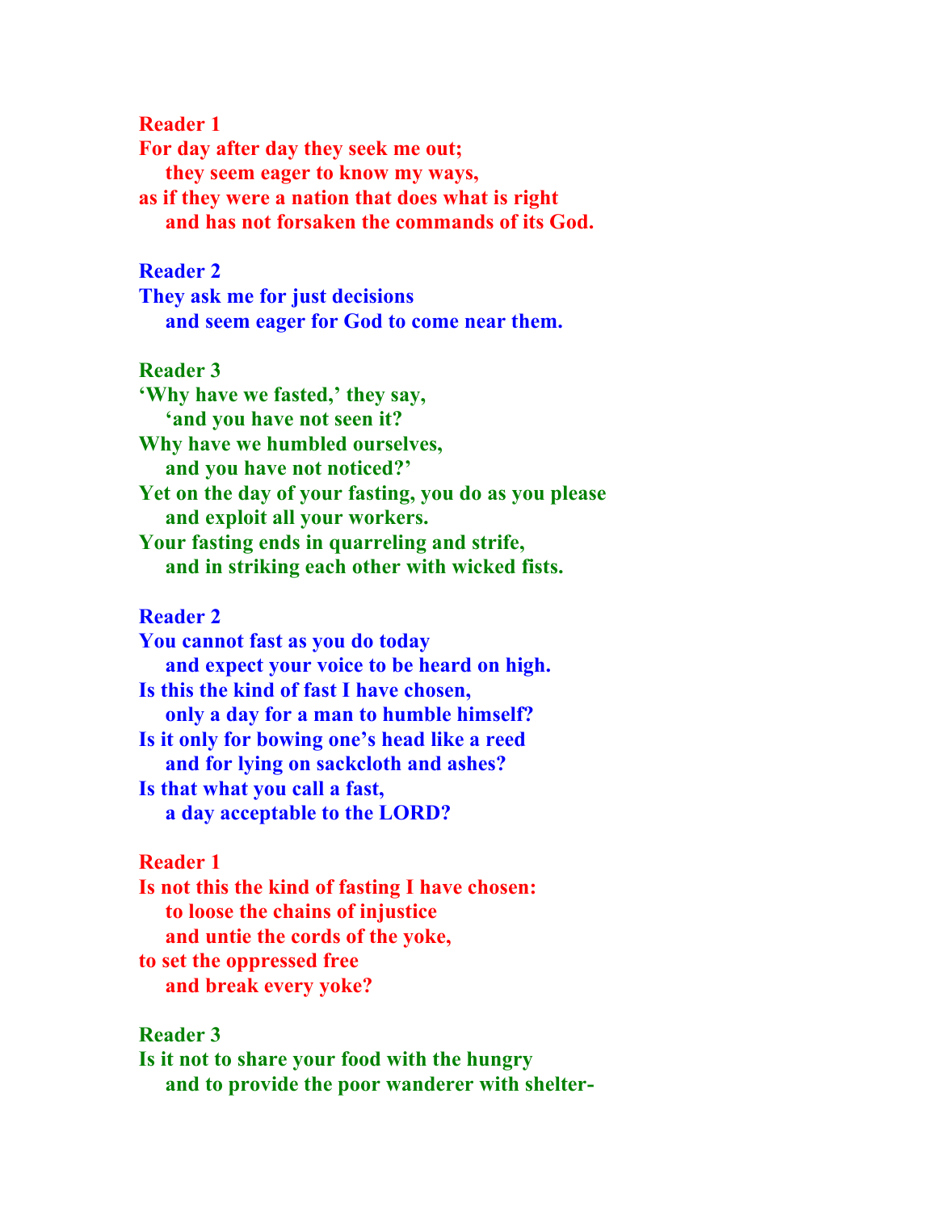**Reader 1**
**For day after day they seek me out;**
**they seem eager to know my ways,**
**as if they were a nation that does what is right**
**and has not forsaken the commands of its God.**

**Reader 2**
**They ask me for just decisions**
**and seem eager for God to come near them.**

**Reader 3**
**'Why have we fasted,' they say,**
**'and you have not seen it?**
**Why have we humbled ourselves,**
**and you have not noticed?'**
**Yet on the day of your fasting, you do as you please**
**and exploit all your workers.**
**Your fasting ends in quarreling and strife,**
**and in striking each other with wicked fists.**

**Reader 2**
**You cannot fast as you do today**
**and expect your voice to be heard on high.**
**Is this the kind of fast I have chosen,**
**only a day for a man to humble himself?**
**Is it only for bowing one's head like a reed**
**and for lying on sackcloth and ashes?**
**Is that what you call a fast,**
**a day acceptable to the LORD?**

**Reader 1**
**Is not this the kind of fasting I have chosen:**
**to loose the chains of injustice**
**and untie the cords of the yoke,**
**to set the oppressed free**
**and break every yoke?**

**Reader 3**
**Is it not to share your food with the hungry**
**and to provide the poor wanderer with shelter-**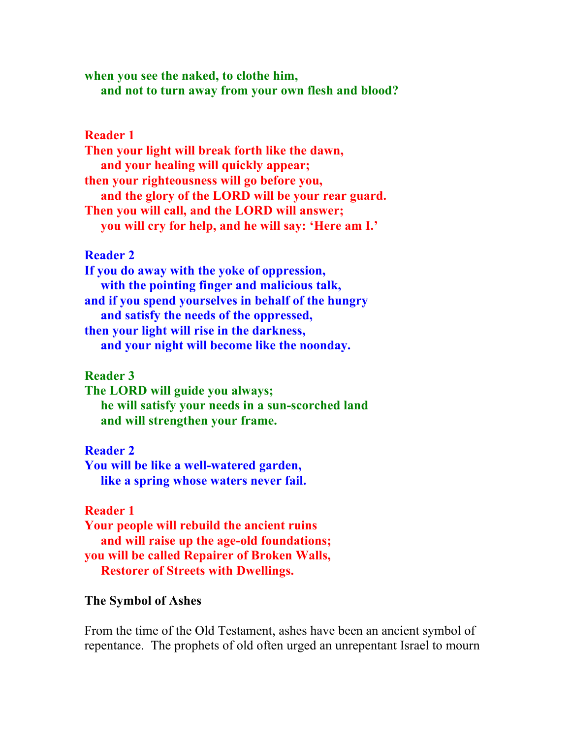**when you see the naked, to clothe him,**
**and not to turn away from your own flesh and blood?**

**Reader 1**
**Then your light will break forth like the dawn,**
**and your healing will quickly appear;**
**then your righteousness will go before you,**
**and the glory of the LORD will be your rear guard.**
**Then you will call, and the LORD will answer;**
**you will cry for help, and he will say: 'Here am I.'**

**Reader 2**
**If you do away with the yoke of oppression,**
**with the pointing finger and malicious talk,**
**and if you spend yourselves in behalf of the hungry**
**and satisfy the needs of the oppressed,**
**then your light will rise in the darkness,**
**and your night will become like the noonday.**

**Reader 3**
**The LORD will guide you always;**
**he will satisfy your needs in a sun-scorched land**
**and will strengthen your frame.**

**Reader 2**
**You will be like a well-watered garden,**
**like a spring whose waters never fail.**

**Reader 1**
**Your people will rebuild the ancient ruins**
**and will raise up the age-old foundations;**
**you will be called Repairer of Broken Walls,**
**Restorer of Streets with Dwellings.**

**The Symbol of Ashes**

From the time of the Old Testament, ashes have been an ancient symbol of repentance. The prophets of old often urged an unrepentant Israel to mourn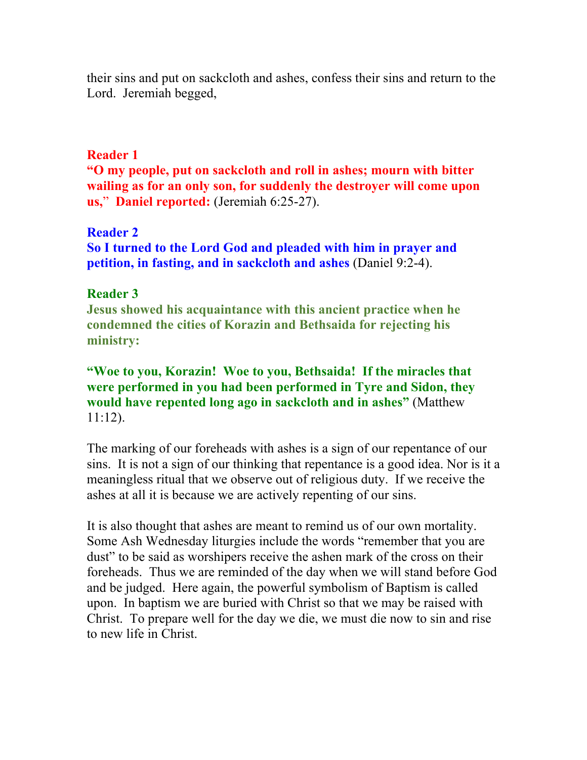their sins and put on sackcloth and ashes, confess their sins and return to the Lord. Jeremiah begged,

**Reader 1**
**"O my people, put on sackcloth and roll in ashes; mourn with bitter wailing as for an only son, for suddenly the destroyer will come upon us," Daniel reported:** (Jeremiah 6:25-27).

**Reader 2**
**So I turned to the Lord God and pleaded with him in prayer and petition, in fasting, and in sackcloth and ashes** (Daniel 9:2-4).

**Reader 3**
**Jesus showed his acquaintance with this ancient practice when he condemned the cities of Korazin and Bethsaida for rejecting his ministry:**

**"Woe to you, Korazin! Woe to you, Bethsaida! If the miracles that were performed in you had been performed in Tyre and Sidon, they would have repented long ago in sackcloth and in ashes"** (Matthew 11:12).

The marking of our foreheads with ashes is a sign of our repentance of our sins. It is not a sign of our thinking that repentance is a good idea. Nor is it a meaningless ritual that we observe out of religious duty. If we receive the ashes at all it is because we are actively repenting of our sins.

It is also thought that ashes are meant to remind us of our own mortality. Some Ash Wednesday liturgies include the words "remember that you are dust" to be said as worshipers receive the ashen mark of the cross on their foreheads. Thus we are reminded of the day when we will stand before God and be judged. Here again, the powerful symbolism of Baptism is called upon. In baptism we are buried with Christ so that we may be raised with Christ. To prepare well for the day we die, we must die now to sin and rise to new life in Christ.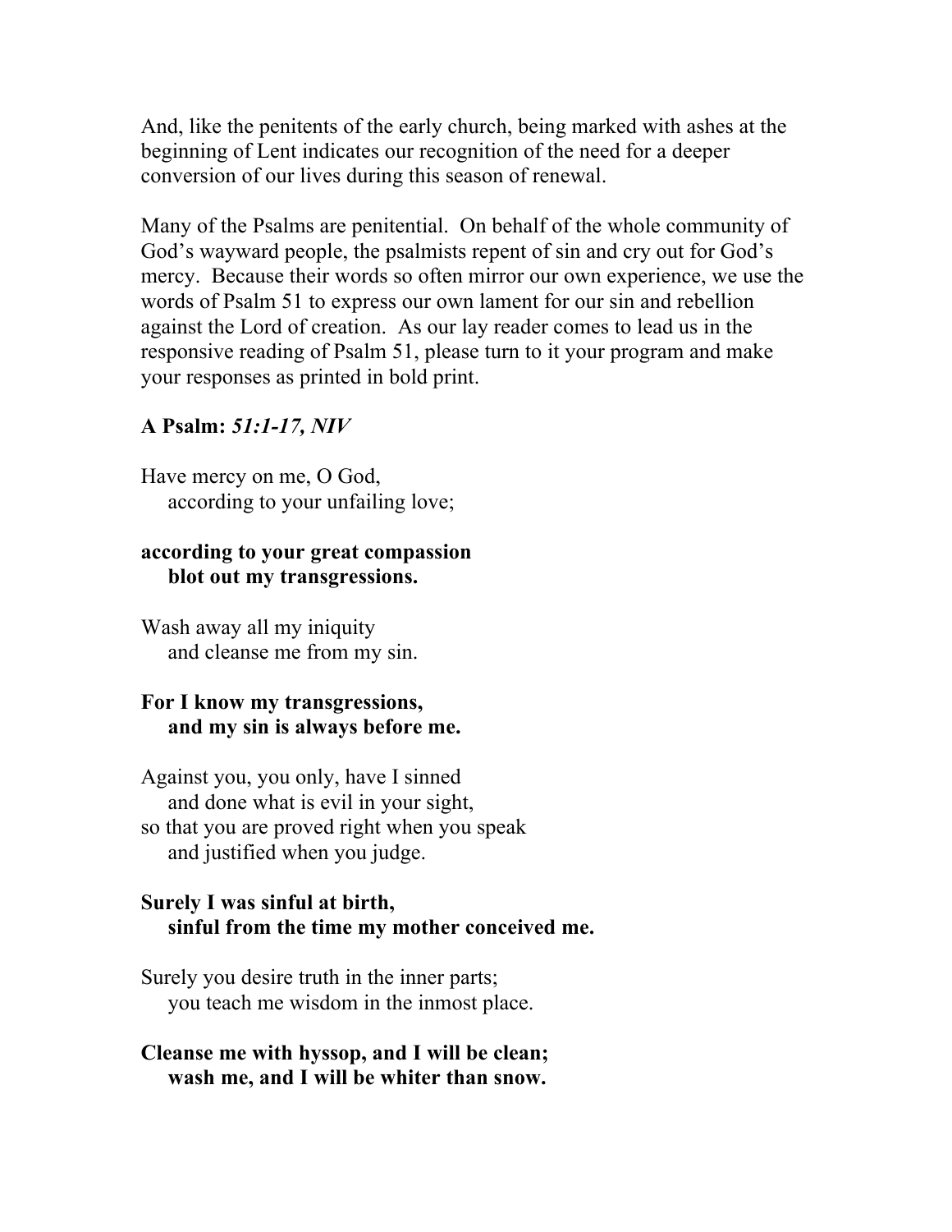And, like the penitents of the early church, being marked with ashes at the beginning of Lent indicates our recognition of the need for a deeper conversion of our lives during this season of renewal.

Many of the Psalms are penitential. On behalf of the whole community of God's wayward people, the psalmists repent of sin and cry out for God's mercy. Because their words so often mirror our own experience, we use the words of Psalm 51 to express our own lament for our sin and rebellion against the Lord of creation. As our lay reader comes to lead us in the responsive reading of Psalm 51, please turn to it your program and make your responses as printed in bold print.

**A Psalm:** ***51:1-17, NIV***

Have mercy on me, O God,
according to your unfailing love;

**according to your great compassion**
**blot out my transgressions.**

Wash away all my iniquity
and cleanse me from my sin.

**For I know my transgressions,**
**and my sin is always before me.**

Against you, you only, have I sinned
and done what is evil in your sight,
so that you are proved right when you speak
and justified when you judge.

**Surely I was sinful at birth,**
**sinful from the time my mother conceived me.**

Surely you desire truth in the inner parts;
you teach me wisdom in the inmost place.

**Cleanse me with hyssop, and I will be clean;**
**wash me, and I will be whiter than snow.**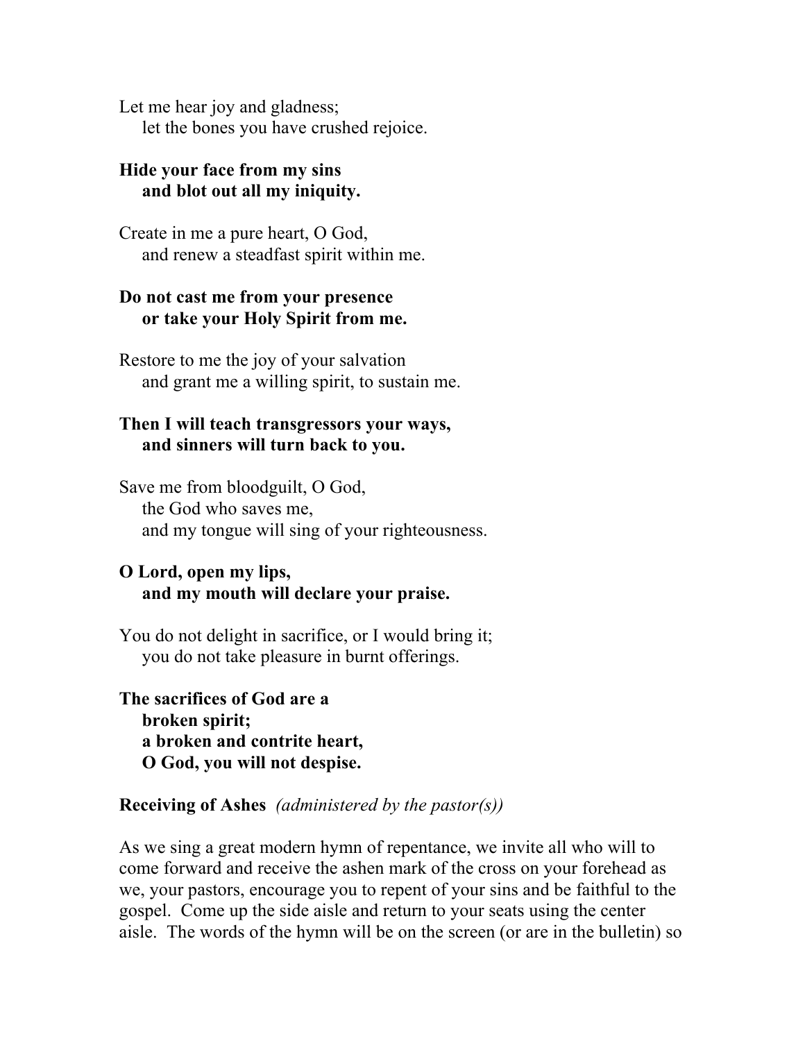Let me hear joy and gladness;
  let the bones you have crushed rejoice.

**Hide your face from my sins**
  **and blot out all my iniquity.**

Create in me a pure heart, O God,
  and renew a steadfast spirit within me.

**Do not cast me from your presence**
  **or take your Holy Spirit from me.**

Restore to me the joy of your salvation
  and grant me a willing spirit, to sustain me.

**Then I will teach transgressors your ways,**
  **and sinners will turn back to you.**

Save me from bloodguilt, O God,
  the God who saves me,
  and my tongue will sing of your righteousness.

**O Lord, open my lips,**
  **and my mouth will declare your praise.**

You do not delight in sacrifice, or I would bring it;
  you do not take pleasure in burnt offerings.

**The sacrifices of God are a**
  **broken spirit;**
  **a broken and contrite heart,**
  **O God, you will not despise.**

**Receiving of Ashes** *(administered by the pastor(s))*

As we sing a great modern hymn of repentance, we invite all who will to come forward and receive the ashen mark of the cross on your forehead as we, your pastors, encourage you to repent of your sins and be faithful to the gospel. Come up the side aisle and return to your seats using the center aisle. The words of the hymn will be on the screen (or are in the bulletin) so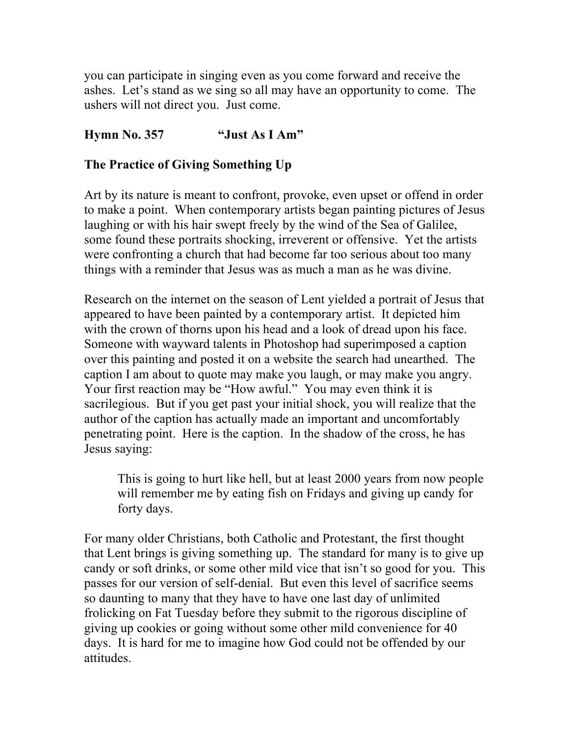you can participate in singing even as you come forward and receive the ashes. Let's stand as we sing so all may have an opportunity to come. The ushers will not direct you. Just come.

**Hymn No. 357 "Just As I Am"**

### The Practice of Giving Something Up

Art by its nature is meant to confront, provoke, even upset or offend in order to make a point. When contemporary artists began painting pictures of Jesus laughing or with his hair swept freely by the wind of the Sea of Galilee, some found these portraits shocking, irreverent or offensive. Yet the artists were confronting a church that had become far too serious about too many things with a reminder that Jesus was as much a man as he was divine.

Research on the internet on the season of Lent yielded a portrait of Jesus that appeared to have been painted by a contemporary artist. It depicted him with the crown of thorns upon his head and a look of dread upon his face. Someone with wayward talents in Photoshop had superimposed a caption over this painting and posted it on a website the search had unearthed. The caption I am about to quote may make you laugh, or may make you angry. Your first reaction may be "How awful." You may even think it is sacrilegious. But if you get past your initial shock, you will realize that the author of the caption has actually made an important and uncomfortably penetrating point. Here is the caption. In the shadow of the cross, he has Jesus saying:

> This is going to hurt like hell, but at least 2000 years from now people will remember me by eating fish on Fridays and giving up candy for forty days.

For many older Christians, both Catholic and Protestant, the first thought that Lent brings is giving something up. The standard for many is to give up candy or soft drinks, or some other mild vice that isn't so good for you. This passes for our version of self-denial. But even this level of sacrifice seems so daunting to many that they have to have one last day of unlimited frolicking on Fat Tuesday before they submit to the rigorous discipline of giving up cookies or going without some other mild convenience for 40 days. It is hard for me to imagine how God could not be offended by our attitudes.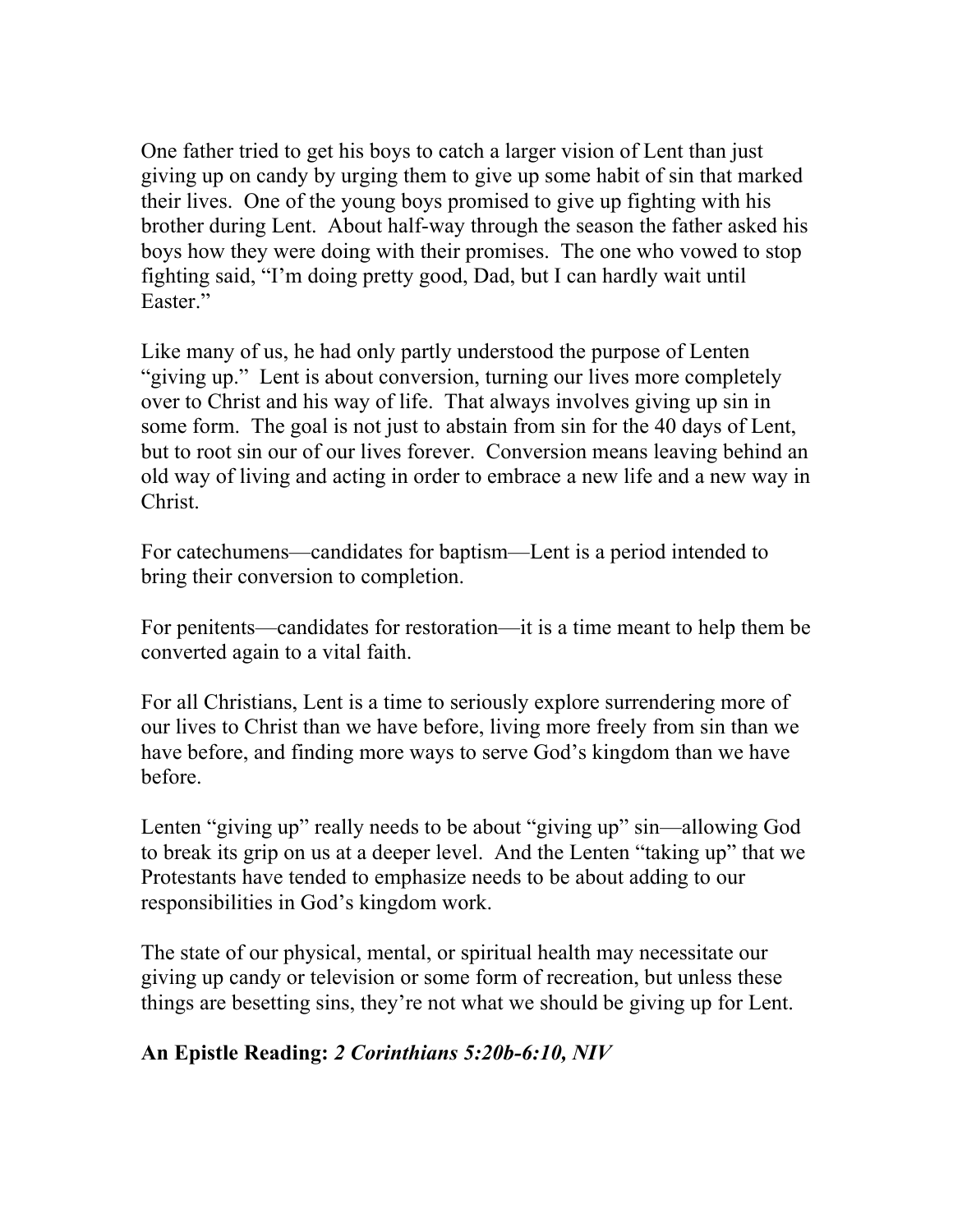One father tried to get his boys to catch a larger vision of Lent than just giving up on candy by urging them to give up some habit of sin that marked their lives. One of the young boys promised to give up fighting with his brother during Lent. About half-way through the season the father asked his boys how they were doing with their promises. The one who vowed to stop fighting said, "I'm doing pretty good, Dad, but I can hardly wait until Easter."

Like many of us, he had only partly understood the purpose of Lenten "giving up." Lent is about conversion, turning our lives more completely over to Christ and his way of life. That always involves giving up sin in some form. The goal is not just to abstain from sin for the 40 days of Lent, but to root sin our of our lives forever. Conversion means leaving behind an old way of living and acting in order to embrace a new life and a new way in Christ.

For catechumens—candidates for baptism—Lent is a period intended to bring their conversion to completion.

For penitents—candidates for restoration—it is a time meant to help them be converted again to a vital faith.

For all Christians, Lent is a time to seriously explore surrendering more of our lives to Christ than we have before, living more freely from sin than we have before, and finding more ways to serve God's kingdom than we have before.

Lenten "giving up" really needs to be about "giving up" sin—allowing God to break its grip on us at a deeper level. And the Lenten "taking up" that we Protestants have tended to emphasize needs to be about adding to our responsibilities in God's kingdom work.

The state of our physical, mental, or spiritual health may necessitate our giving up candy or television or some form of recreation, but unless these things are besetting sins, they're not what we should be giving up for Lent.

**An Epistle Reading:** ***2 Corinthians 5:20b-6:10, NIV***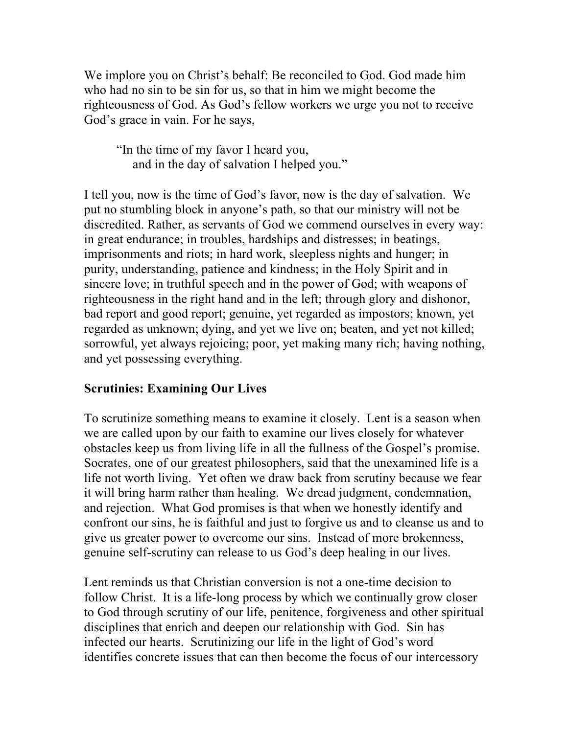We implore you on Christ's behalf: Be reconciled to God. God made him who had no sin to be sin for us, so that in him we might become the righteousness of God. As God's fellow workers we urge you not to receive God's grace in vain. For he says,

> "In the time of my favor I heard you,
> and in the day of salvation I helped you."

I tell you, now is the time of God's favor, now is the day of salvation. We put no stumbling block in anyone's path, so that our ministry will not be discredited. Rather, as servants of God we commend ourselves in every way: in great endurance; in troubles, hardships and distresses; in beatings, imprisonments and riots; in hard work, sleepless nights and hunger; in purity, understanding, patience and kindness; in the Holy Spirit and in sincere love; in truthful speech and in the power of God; with weapons of righteousness in the right hand and in the left; through glory and dishonor, bad report and good report; genuine, yet regarded as impostors; known, yet regarded as unknown; dying, and yet we live on; beaten, and yet not killed; sorrowful, yet always rejoicing; poor, yet making many rich; having nothing, and yet possessing everything.

**Scrutinies: Examining Our Lives**

To scrutinize something means to examine it closely. Lent is a season when we are called upon by our faith to examine our lives closely for whatever obstacles keep us from living life in all the fullness of the Gospel's promise. Socrates, one of our greatest philosophers, said that the unexamined life is a life not worth living. Yet often we draw back from scrutiny because we fear it will bring harm rather than healing. We dread judgment, condemnation, and rejection. What God promises is that when we honestly identify and confront our sins, he is faithful and just to forgive us and to cleanse us and to give us greater power to overcome our sins. Instead of more brokenness, genuine self-scrutiny can release to us God's deep healing in our lives.

Lent reminds us that Christian conversion is not a one-time decision to follow Christ. It is a life-long process by which we continually grow closer to God through scrutiny of our life, penitence, forgiveness and other spiritual disciplines that enrich and deepen our relationship with God. Sin has infected our hearts. Scrutinizing our life in the light of God's word identifies concrete issues that can then become the focus of our intercessory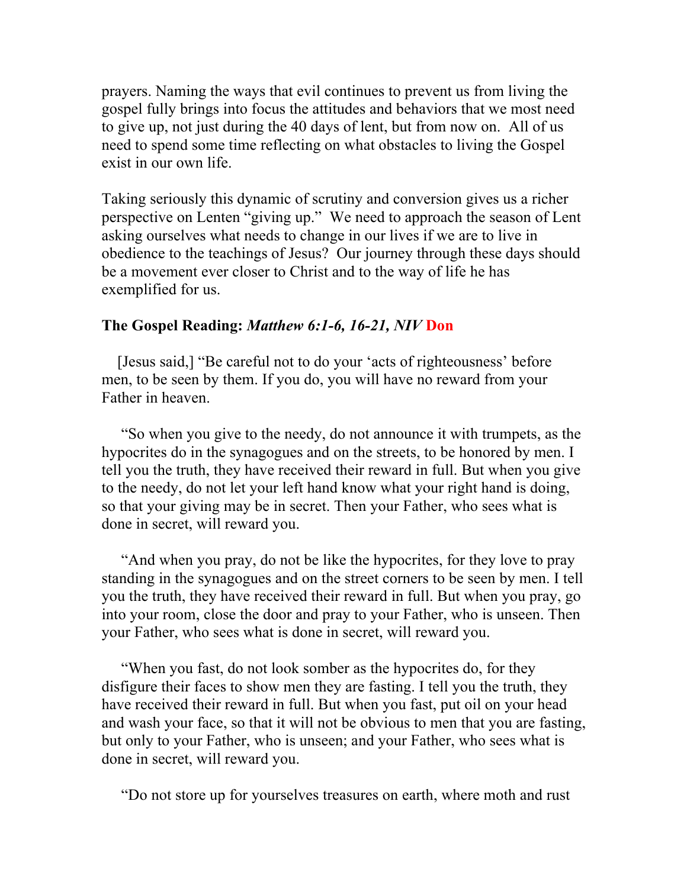prayers. Naming the ways that evil continues to prevent us from living the gospel fully brings into focus the attitudes and behaviors that we most need to give up, not just during the 40 days of lent, but from now on. All of us need to spend some time reflecting on what obstacles to living the Gospel exist in our own life.

Taking seriously this dynamic of scrutiny and conversion gives us a richer perspective on Lenten "giving up." We need to approach the season of Lent asking ourselves what needs to change in our lives if we are to live in obedience to the teachings of Jesus? Our journey through these days should be a movement ever closer to Christ and to the way of life he has exemplified for us.

**The Gospel Reading:** ***Matthew 6:1-6, 16-21, NIV*** **Don**

[Jesus said,] "Be careful not to do your 'acts of righteousness' before men, to be seen by them. If you do, you will have no reward from your Father in heaven.

"So when you give to the needy, do not announce it with trumpets, as the hypocrites do in the synagogues and on the streets, to be honored by men. I tell you the truth, they have received their reward in full. But when you give to the needy, do not let your left hand know what your right hand is doing, so that your giving may be in secret. Then your Father, who sees what is done in secret, will reward you.

"And when you pray, do not be like the hypocrites, for they love to pray standing in the synagogues and on the street corners to be seen by men. I tell you the truth, they have received their reward in full. But when you pray, go into your room, close the door and pray to your Father, who is unseen. Then your Father, who sees what is done in secret, will reward you.

"When you fast, do not look somber as the hypocrites do, for they disfigure their faces to show men they are fasting. I tell you the truth, they have received their reward in full. But when you fast, put oil on your head and wash your face, so that it will not be obvious to men that you are fasting, but only to your Father, who is unseen; and your Father, who sees what is done in secret, will reward you.

"Do not store up for yourselves treasures on earth, where moth and rust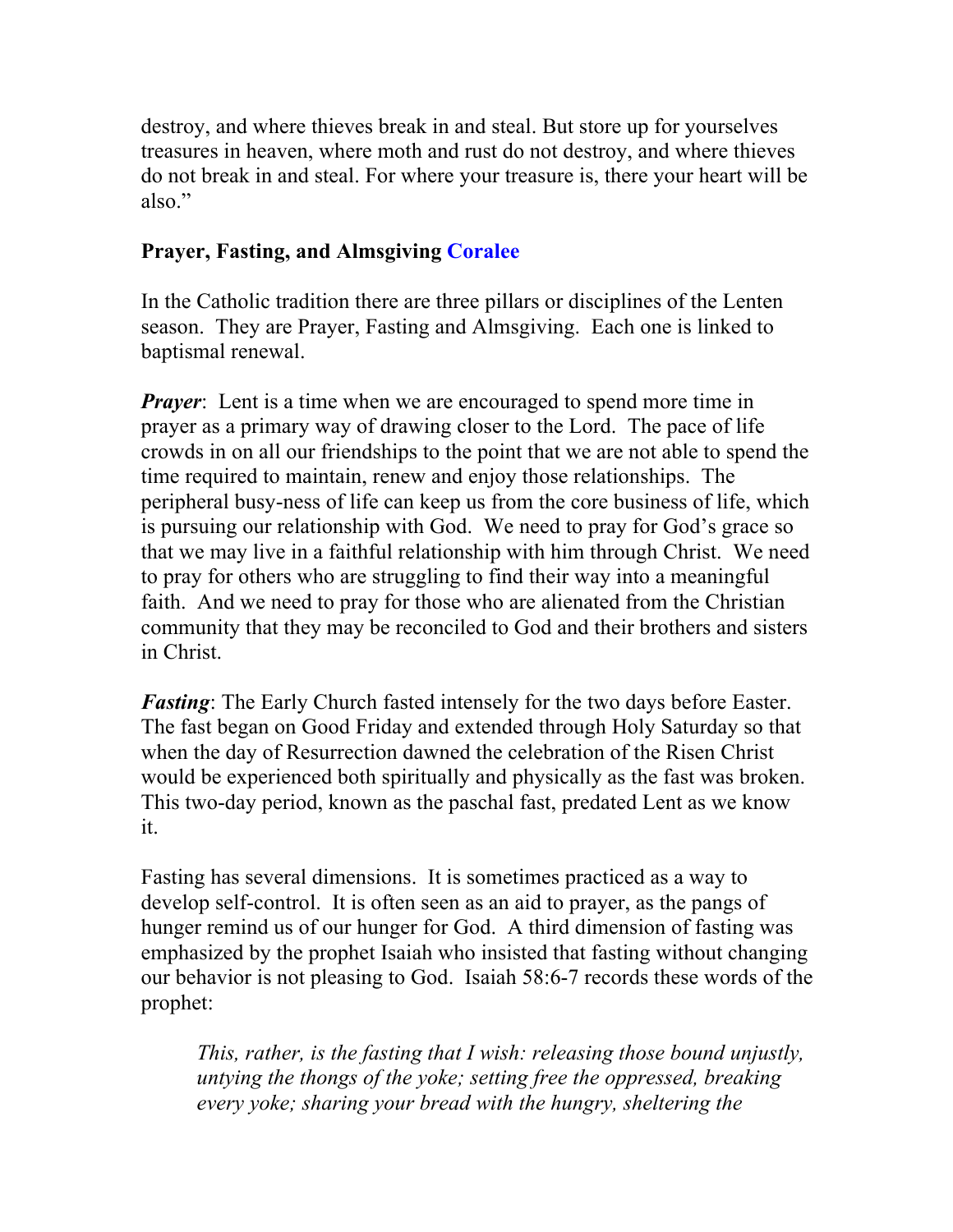destroy, and where thieves break in and steal. But store up for yourselves treasures in heaven, where moth and rust do not destroy, and where thieves do not break in and steal. For where your treasure is, there your heart will be also."

**Prayer, Fasting, and Almsgiving Coralee**

In the Catholic tradition there are three pillars or disciplines of the Lenten season. They are Prayer, Fasting and Almsgiving. Each one is linked to baptismal renewal.

***Prayer***: Lent is a time when we are encouraged to spend more time in prayer as a primary way of drawing closer to the Lord. The pace of life crowds in on all our friendships to the point that we are not able to spend the time required to maintain, renew and enjoy those relationships. The peripheral busy-ness of life can keep us from the core business of life, which is pursuing our relationship with God. We need to pray for God's grace so that we may live in a faithful relationship with him through Christ. We need to pray for others who are struggling to find their way into a meaningful faith. And we need to pray for those who are alienated from the Christian community that they may be reconciled to God and their brothers and sisters in Christ.

***Fasting***: The Early Church fasted intensely for the two days before Easter. The fast began on Good Friday and extended through Holy Saturday so that when the day of Resurrection dawned the celebration of the Risen Christ would be experienced both spiritually and physically as the fast was broken. This two-day period, known as the paschal fast, predated Lent as we know it.

Fasting has several dimensions. It is sometimes practiced as a way to develop self-control. It is often seen as an aid to prayer, as the pangs of hunger remind us of our hunger for God. A third dimension of fasting was emphasized by the prophet Isaiah who insisted that fasting without changing our behavior is not pleasing to God. Isaiah 58:6-7 records these words of the prophet:

> *This, rather, is the fasting that I wish: releasing those bound unjustly, untying the thongs of the yoke; setting free the oppressed, breaking every yoke; sharing your bread with the hungry, sheltering the*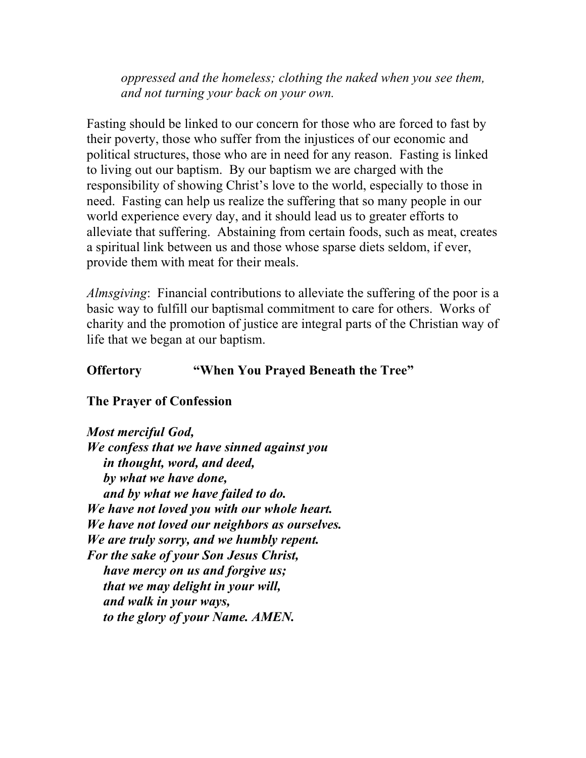*oppressed and the homeless; clothing the naked when you see them, and not turning your back on your own.*

Fasting should be linked to our concern for those who are forced to fast by their poverty, those who suffer from the injustices of our economic and political structures, those who are in need for any reason. Fasting is linked to living out our baptism. By our baptism we are charged with the responsibility of showing Christ's love to the world, especially to those in need. Fasting can help us realize the suffering that so many people in our world experience every day, and it should lead us to greater efforts to alleviate that suffering. Abstaining from certain foods, such as meat, creates a spiritual link between us and those whose sparse diets seldom, if ever, provide them with meat for their meals.

*Almsgiving*: Financial contributions to alleviate the suffering of the poor is a basic way to fulfill our baptismal commitment to care for others. Works of charity and the promotion of justice are integral parts of the Christian way of life that we began at our baptism.

**Offertory "When You Prayed Beneath the Tree"**

**The Prayer of Confession**

***Most merciful God,***
***We confess that we have sinned against you***
***in thought, word, and deed,***
***by what we have done,***
***and by what we have failed to do.***
***We have not loved you with our whole heart.***
***We have not loved our neighbors as ourselves.***
***We are truly sorry, and we humbly repent.***
***For the sake of your Son Jesus Christ,***
***have mercy on us and forgive us;***
***that we may delight in your will,***
***and walk in your ways,***
***to the glory of your Name. AMEN.***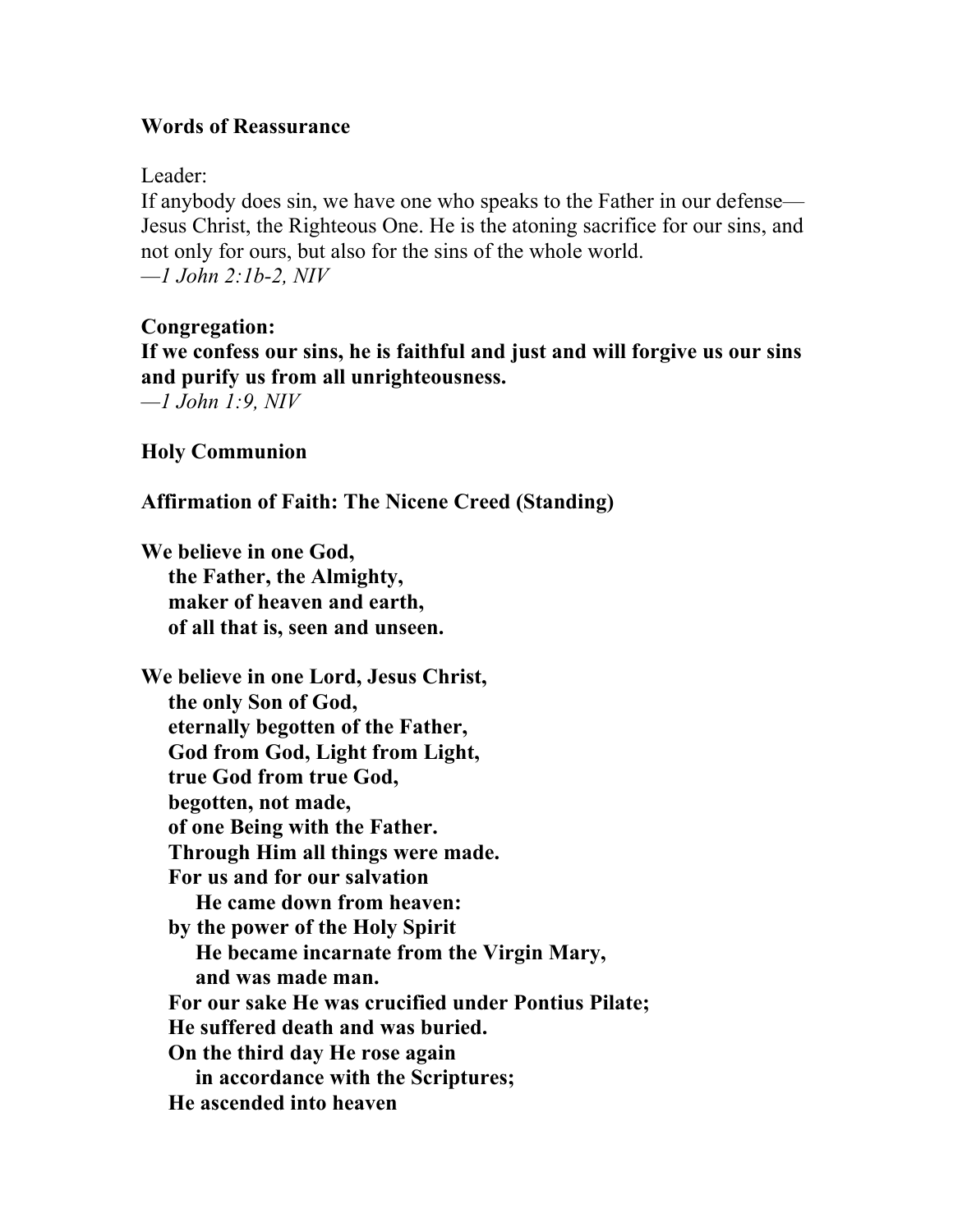**Words of Reassurance**

Leader:
If anybody does sin, we have one who speaks to the Father in our defense—Jesus Christ, the Righteous One. He is the atoning sacrifice for our sins, and not only for ours, but also for the sins of the whole world.
*—1 John 2:1b-2, NIV*

**Congregation:**
**If we confess our sins, he is faithful and just and will forgive us our sins and purify us from all unrighteousness.**
*—1 John 1:9, NIV*

**Holy Communion**

**Affirmation of Faith: The Nicene Creed (Standing)**

**We believe in one God,**
**the Father, the Almighty,**
**maker of heaven and earth,**
**of all that is, seen and unseen.**

**We believe in one Lord, Jesus Christ,**
**the only Son of God,**
**eternally begotten of the Father,**
**God from God, Light from Light,**
**true God from true God,**
**begotten, not made,**
**of one Being with the Father.**
**Through Him all things were made.**
**For us and for our salvation**
**He came down from heaven:**
**by the power of the Holy Spirit**
**He became incarnate from the Virgin Mary,**
**and was made man.**
**For our sake He was crucified under Pontius Pilate;**
**He suffered death and was buried.**
**On the third day He rose again**
**in accordance with the Scriptures;**
**He ascended into heaven**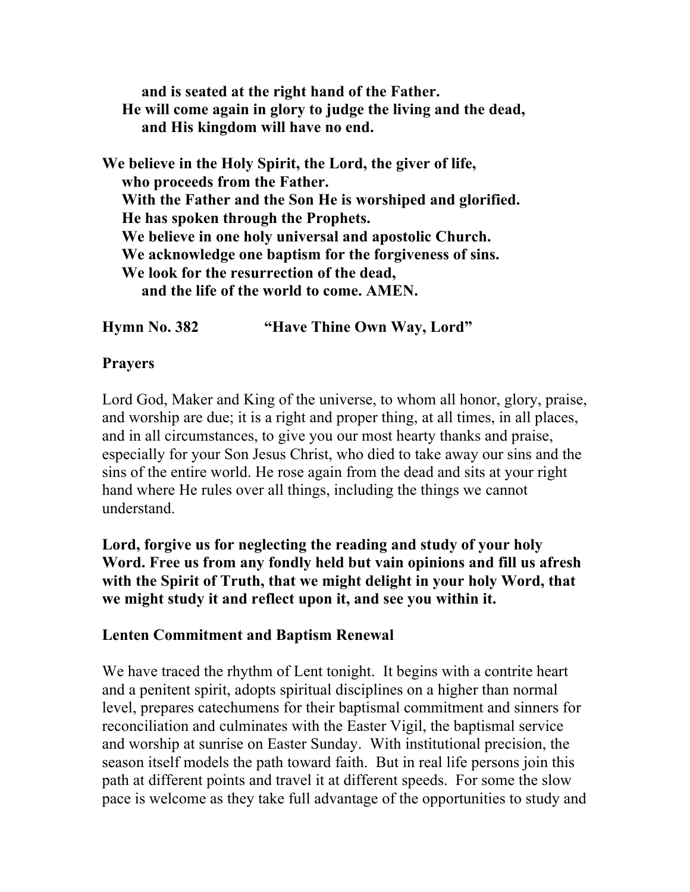**and is seated at the right hand of the Father.**
**He will come again in glory to judge the living and the dead,**
**and His kingdom will have no end.**

**We believe in the Holy Spirit, the Lord, the giver of life,**
**who proceeds from the Father.**
**With the Father and the Son He is worshiped and glorified.**
**He has spoken through the Prophets.**
**We believe in one holy universal and apostolic Church.**
**We acknowledge one baptism for the forgiveness of sins.**
**We look for the resurrection of the dead,**
**and the life of the world to come. AMEN.**

**Hymn No. 382 "Have Thine Own Way, Lord"**

**Prayers**

Lord God, Maker and King of the universe, to whom all honor, glory, praise, and worship are due; it is a right and proper thing, at all times, in all places, and in all circumstances, to give you our most hearty thanks and praise, especially for your Son Jesus Christ, who died to take away our sins and the sins of the entire world. He rose again from the dead and sits at your right hand where He rules over all things, including the things we cannot understand.

**Lord, forgive us for neglecting the reading and study of your holy Word. Free us from any fondly held but vain opinions and fill us afresh with the Spirit of Truth, that we might delight in your holy Word, that we might study it and reflect upon it, and see you within it.**

**Lenten Commitment and Baptism Renewal**

We have traced the rhythm of Lent tonight. It begins with a contrite heart and a penitent spirit, adopts spiritual disciplines on a higher than normal level, prepares catechumens for their baptismal commitment and sinners for reconciliation and culminates with the Easter Vigil, the baptismal service and worship at sunrise on Easter Sunday. With institutional precision, the season itself models the path toward faith. But in real life persons join this path at different points and travel it at different speeds. For some the slow pace is welcome as they take full advantage of the opportunities to study and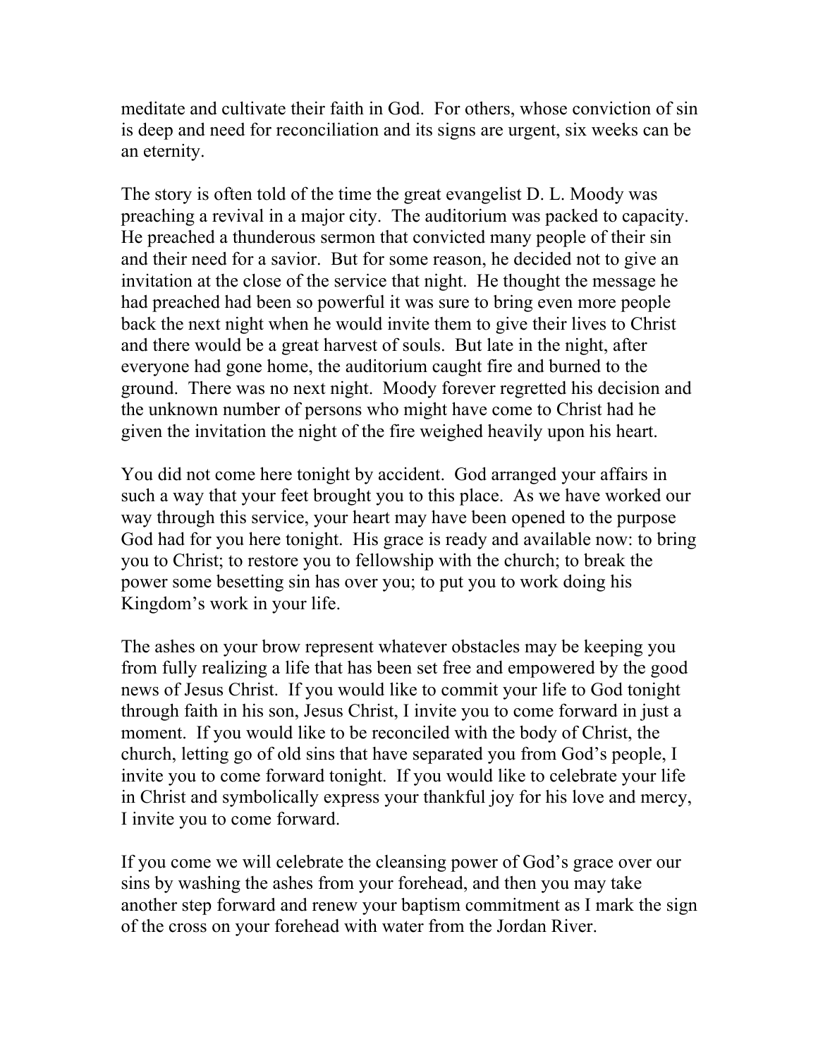meditate and cultivate their faith in God. For others, whose conviction of sin is deep and need for reconciliation and its signs are urgent, six weeks can be an eternity.

The story is often told of the time the great evangelist D. L. Moody was preaching a revival in a major city. The auditorium was packed to capacity. He preached a thunderous sermon that convicted many people of their sin and their need for a savior. But for some reason, he decided not to give an invitation at the close of the service that night. He thought the message he had preached had been so powerful it was sure to bring even more people back the next night when he would invite them to give their lives to Christ and there would be a great harvest of souls. But late in the night, after everyone had gone home, the auditorium caught fire and burned to the ground. There was no next night. Moody forever regretted his decision and the unknown number of persons who might have come to Christ had he given the invitation the night of the fire weighed heavily upon his heart.

You did not come here tonight by accident. God arranged your affairs in such a way that your feet brought you to this place. As we have worked our way through this service, your heart may have been opened to the purpose God had for you here tonight. His grace is ready and available now: to bring you to Christ; to restore you to fellowship with the church; to break the power some besetting sin has over you; to put you to work doing his Kingdom's work in your life.

The ashes on your brow represent whatever obstacles may be keeping you from fully realizing a life that has been set free and empowered by the good news of Jesus Christ. If you would like to commit your life to God tonight through faith in his son, Jesus Christ, I invite you to come forward in just a moment. If you would like to be reconciled with the body of Christ, the church, letting go of old sins that have separated you from God's people, I invite you to come forward tonight. If you would like to celebrate your life in Christ and symbolically express your thankful joy for his love and mercy, I invite you to come forward.

If you come we will celebrate the cleansing power of God's grace over our sins by washing the ashes from your forehead, and then you may take another step forward and renew your baptism commitment as I mark the sign of the cross on your forehead with water from the Jordan River.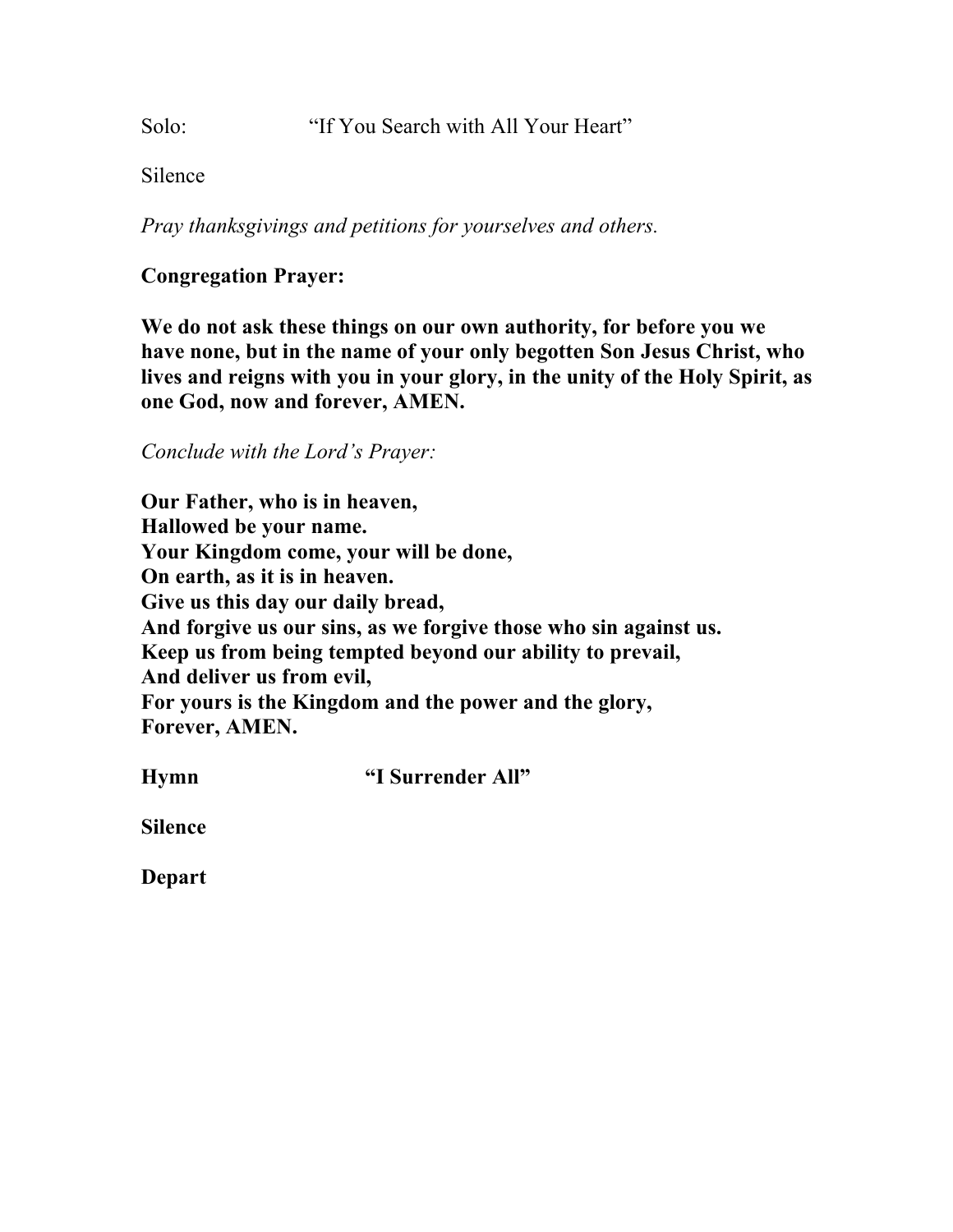Solo: “If You Search with All Your Heart”

Silence

*Pray thanksgivings and petitions for yourselves and others.*

**Congregation Prayer:**

**We do not ask these things on our own authority, for before you we have none, but in the name of your only begotten Son Jesus Christ, who lives and reigns with you in your glory, in the unity of the Holy Spirit, as one God, now and forever, AMEN.**

*Conclude with the Lord’s Prayer:*

**Our Father, who is in heaven,**
**Hallowed be your name.**
**Your Kingdom come, your will be done,**
**On earth, as it is in heaven.**
**Give us this day our daily bread,**
**And forgive us our sins, as we forgive those who sin against us.**
**Keep us from being tempted beyond our ability to prevail,**
**And deliver us from evil,**
**For yours is the Kingdom and the power and the glory,**
**Forever, AMEN.**

**Hymn “I Surrender All”**

**Silence**

**Depart**